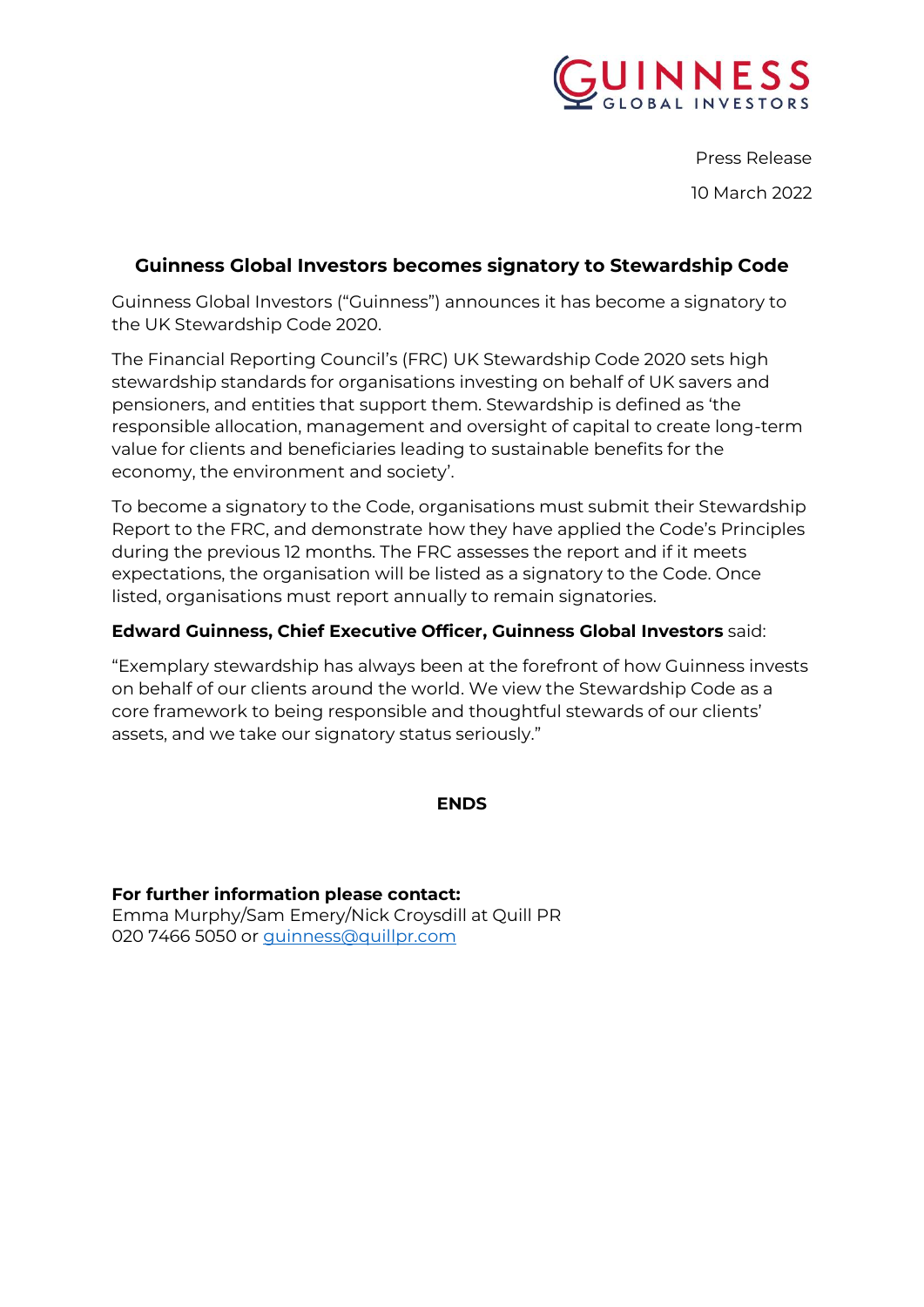**GUINNESS** GLOBAL INVESTORS

Press Release

10 March 2022

## Guinness Global Investors becomes signatory to Stewardship Code

Guinness Global Investors ("Guinness") announces it has become a signatory to the UK Stewardship Code 2020.

The Financial Reporting Council's (FRC) UK Stewardship Code 2020 sets high stewardship standards for organisations investing on behalf of UK savers and pensioners, and entities that support them. Stewardship is defined as 'the responsible allocation, management and oversight of capital to create long-term value for clients and beneficiaries leading to sustainable benefits for the economy, the environment and society'.

To become a signatory to the Code, organisations must submit their Stewardship Report to the FRC, and demonstrate how they have applied the Code's Principles during the previous 12 months. The FRC assesses the report and if it meets expectations, the organisation will be listed as a signatory to the Code. Once listed, organisations must report annually to remain signatories.

**Edward Guinness, Chief Executive Officer, Guinness Global Investors** said:

"Exemplary stewardship has always been at the forefront of how Guinness invests on behalf of our clients around the world. We view the Stewardship Code as a core framework to being responsible and thoughtful stewards of our clients' assets, and we take our signatory status seriously."

**ENDS**

**For further information please contact:**
Emma Murphy/Sam Emery/Nick Croysdill at Quill PR
020 7466 5050 or guinness@quillpr.com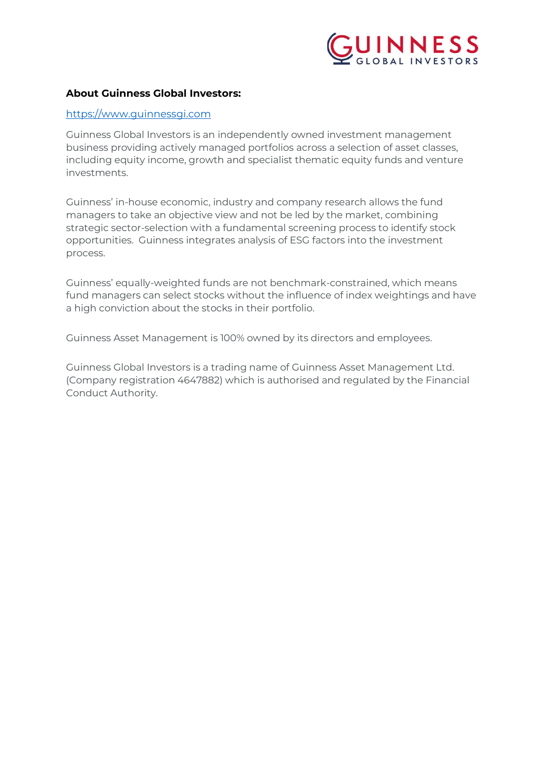**About Guinness Global Investors:**

https://www.guinnessgi.com

Guinness Global Investors is an independently owned investment management business providing actively managed portfolios across a selection of asset classes, including equity income, growth and specialist thematic equity funds and venture investments.

Guinness' in-house economic, industry and company research allows the fund managers to take an objective view and not be led by the market, combining strategic sector-selection with a fundamental screening process to identify stock opportunities. Guinness integrates analysis of ESG factors into the investment process.

Guinness' equally-weighted funds are not benchmark-constrained, which means fund managers can select stocks without the influence of index weightings and have a high conviction about the stocks in their portfolio.

Guinness Asset Management is 100% owned by its directors and employees.

Guinness Global Investors is a trading name of Guinness Asset Management Ltd. (Company registration 4647882) which is authorised and regulated by the Financial Conduct Authority.